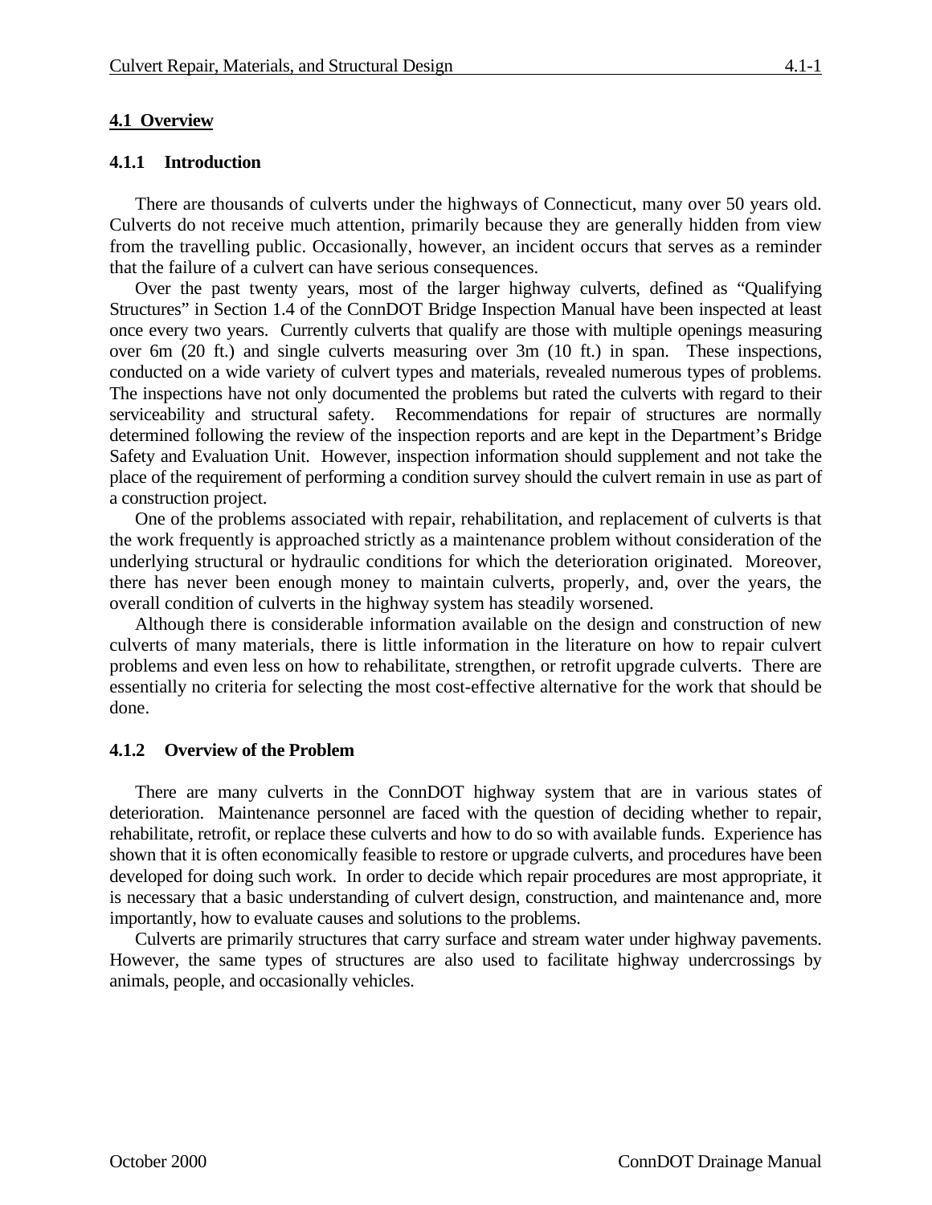## 4.1 Overview

### 4.1.1 Introduction

There are thousands of culverts under the highways of Connecticut, many over 50 years old. Culverts do not receive much attention, primarily because they are generally hidden from view from the travelling public. Occasionally, however, an incident occurs that serves as a reminder that the failure of a culvert can have serious consequences.

Over the past twenty years, most of the larger highway culverts, defined as "Qualifying Structures" in Section 1.4 of the ConnDOT Bridge Inspection Manual have been inspected at least once every two years. Currently culverts that qualify are those with multiple openings measuring over 6m (20 ft.) and single culverts measuring over 3m (10 ft.) in span. These inspections, conducted on a wide variety of culvert types and materials, revealed numerous types of problems. The inspections have not only documented the problems but rated the culverts with regard to their serviceability and structural safety. Recommendations for repair of structures are normally determined following the review of the inspection reports and are kept in the Department's Bridge Safety and Evaluation Unit. However, inspection information should supplement and not take the place of the requirement of performing a condition survey should the culvert remain in use as part of a construction project.

One of the problems associated with repair, rehabilitation, and replacement of culverts is that the work frequently is approached strictly as a maintenance problem without consideration of the underlying structural or hydraulic conditions for which the deterioration originated. Moreover, there has never been enough money to maintain culverts, properly, and, over the years, the overall condition of culverts in the highway system has steadily worsened.

Although there is considerable information available on the design and construction of new culverts of many materials, there is little information in the literature on how to repair culvert problems and even less on how to rehabilitate, strengthen, or retrofit upgrade culverts. There are essentially no criteria for selecting the most cost-effective alternative for the work that should be done.

### 4.1.2 Overview of the Problem

There are many culverts in the ConnDOT highway system that are in various states of deterioration. Maintenance personnel are faced with the question of deciding whether to repair, rehabilitate, retrofit, or replace these culverts and how to do so with available funds. Experience has shown that it is often economically feasible to restore or upgrade culverts, and procedures have been developed for doing such work. In order to decide which repair procedures are most appropriate, it is necessary that a basic understanding of culvert design, construction, and maintenance and, more importantly, how to evaluate causes and solutions to the problems.

Culverts are primarily structures that carry surface and stream water under highway pavements. However, the same types of structures are also used to facilitate highway undercrossings by animals, people, and occasionally vehicles.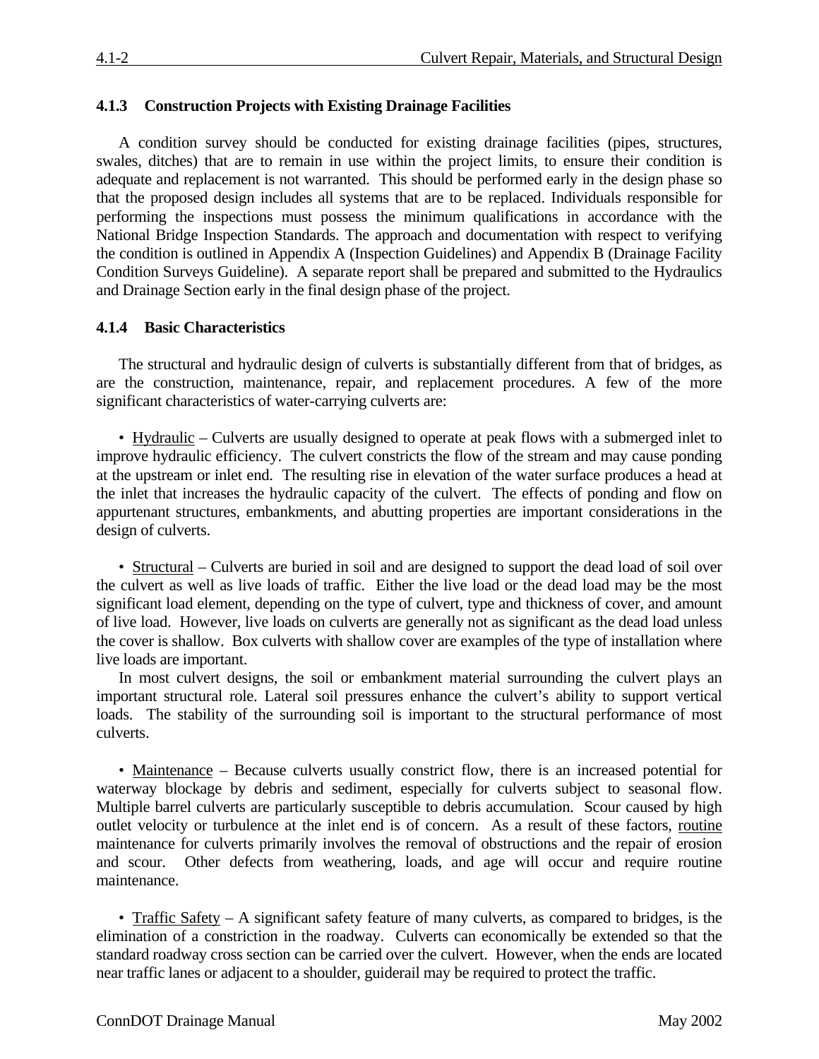### 4.1.3 Construction Projects with Existing Drainage Facilities

A condition survey should be conducted for existing drainage facilities (pipes, structures, swales, ditches) that are to remain in use within the project limits, to ensure their condition is adequate and replacement is not warranted. This should be performed early in the design phase so that the proposed design includes all systems that are to be replaced. Individuals responsible for performing the inspections must possess the minimum qualifications in accordance with the National Bridge Inspection Standards. The approach and documentation with respect to verifying the condition is outlined in Appendix A (Inspection Guidelines) and Appendix B (Drainage Facility Condition Surveys Guideline). A separate report shall be prepared and submitted to the Hydraulics and Drainage Section early in the final design phase of the project.

### 4.1.4 Basic Characteristics

The structural and hydraulic design of culverts is substantially different from that of bridges, as are the construction, maintenance, repair, and replacement procedures. A few of the more significant characteristics of water-carrying culverts are:

- Hydraulic – Culverts are usually designed to operate at peak flows with a submerged inlet to improve hydraulic efficiency. The culvert constricts the flow of the stream and may cause ponding at the upstream or inlet end. The resulting rise in elevation of the water surface produces a head at the inlet that increases the hydraulic capacity of the culvert. The effects of ponding and flow on appurtenant structures, embankments, and abutting properties are important considerations in the design of culverts.

- Structural – Culverts are buried in soil and are designed to support the dead load of soil over the culvert as well as live loads of traffic. Either the live load or the dead load may be the most significant load element, depending on the type of culvert, type and thickness of cover, and amount of live load. However, live loads on culverts are generally not as significant as the dead load unless the cover is shallow. Box culverts with shallow cover are examples of the type of installation where live loads are important.

  In most culvert designs, the soil or embankment material surrounding the culvert plays an important structural role. Lateral soil pressures enhance the culvert's ability to support vertical loads. The stability of the surrounding soil is important to the structural performance of most culverts.

- Maintenance – Because culverts usually constrict flow, there is an increased potential for waterway blockage by debris and sediment, especially for culverts subject to seasonal flow. Multiple barrel culverts are particularly susceptible to debris accumulation. Scour caused by high outlet velocity or turbulence at the inlet end is of concern. As a result of these factors, routine maintenance for culverts primarily involves the removal of obstructions and the repair of erosion and scour. Other defects from weathering, loads, and age will occur and require routine maintenance.

- Traffic Safety – A significant safety feature of many culverts, as compared to bridges, is the elimination of a constriction in the roadway. Culverts can economically be extended so that the standard roadway cross section can be carried over the culvert. However, when the ends are located near traffic lanes or adjacent to a shoulder, guiderail may be required to protect the traffic.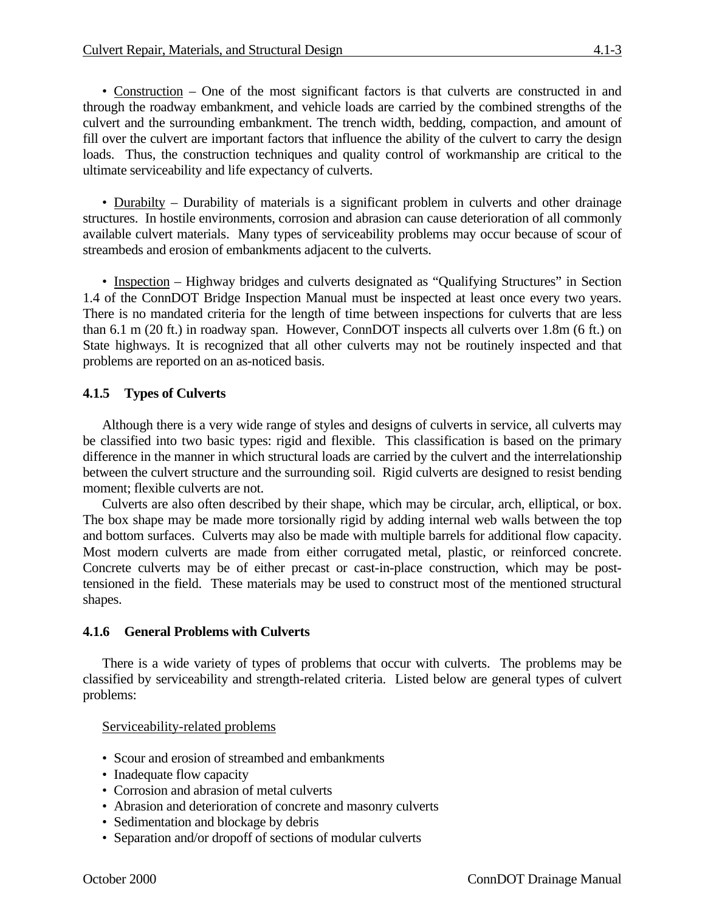- Construction – One of the most significant factors is that culverts are constructed in and through the roadway embankment, and vehicle loads are carried by the combined strengths of the culvert and the surrounding embankment. The trench width, bedding, compaction, and amount of fill over the culvert are important factors that influence the ability of the culvert to carry the design loads. Thus, the construction techniques and quality control of workmanship are critical to the ultimate serviceability and life expectancy of culverts.

- Durabilty – Durability of materials is a significant problem in culverts and other drainage structures. In hostile environments, corrosion and abrasion can cause deterioration of all commonly available culvert materials. Many types of serviceability problems may occur because of scour of streambeds and erosion of embankments adjacent to the culverts.

- Inspection – Highway bridges and culverts designated as "Qualifying Structures" in Section 1.4 of the ConnDOT Bridge Inspection Manual must be inspected at least once every two years. There is no mandated criteria for the length of time between inspections for culverts that are less than 6.1 m (20 ft.) in roadway span. However, ConnDOT inspects all culverts over 1.8m (6 ft.) on State highways. It is recognized that all other culverts may not be routinely inspected and that problems are reported on an as-noticed basis.

### 4.1.5 Types of Culverts

Although there is a very wide range of styles and designs of culverts in service, all culverts may be classified into two basic types: rigid and flexible. This classification is based on the primary difference in the manner in which structural loads are carried by the culvert and the interrelationship between the culvert structure and the surrounding soil. Rigid culverts are designed to resist bending moment; flexible culverts are not.

Culverts are also often described by their shape, which may be circular, arch, elliptical, or box. The box shape may be made more torsionally rigid by adding internal web walls between the top and bottom surfaces. Culverts may also be made with multiple barrels for additional flow capacity. Most modern culverts are made from either corrugated metal, plastic, or reinforced concrete. Concrete culverts may be of either precast or cast-in-place construction, which may be post-tensioned in the field. These materials may be used to construct most of the mentioned structural shapes.

### 4.1.6 General Problems with Culverts

There is a wide variety of types of problems that occur with culverts. The problems may be classified by serviceability and strength-related criteria. Listed below are general types of culvert problems:

Serviceability-related problems

- Scour and erosion of streambed and embankments
- Inadequate flow capacity
- Corrosion and abrasion of metal culverts
- Abrasion and deterioration of concrete and masonry culverts
- Sedimentation and blockage by debris
- Separation and/or dropoff of sections of modular culverts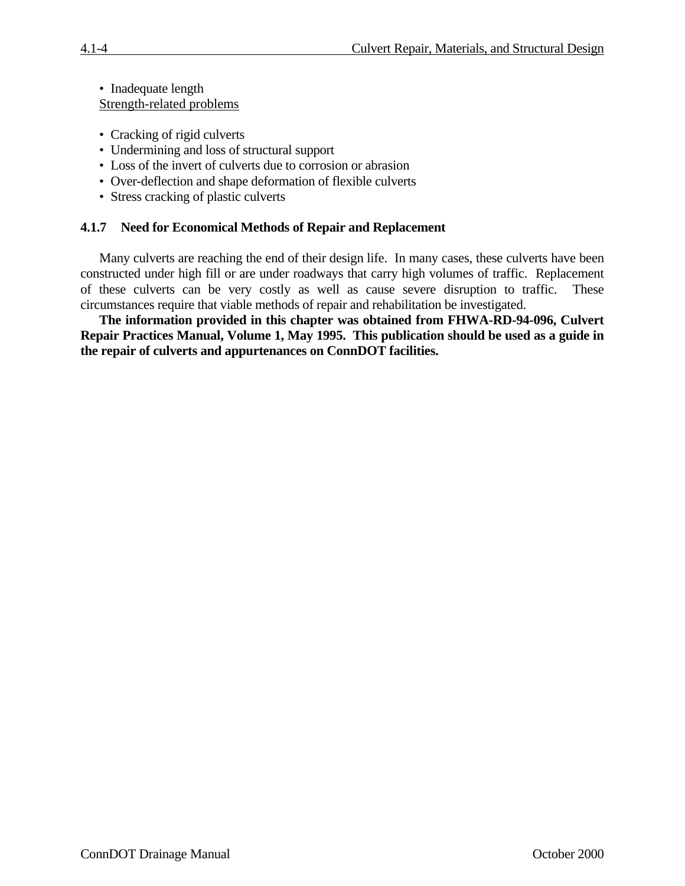- Inadequate length

<u>Strength-related problems</u>

- Cracking of rigid culverts
- Undermining and loss of structural support
- Loss of the invert of culverts due to corrosion or abrasion
- Over-deflection and shape deformation of flexible culverts
- Stress cracking of plastic culverts

### 4.1.7 Need for Economical Methods of Repair and Replacement

Many culverts are reaching the end of their design life. In many cases, these culverts have been constructed under high fill or are under roadways that carry high volumes of traffic. Replacement of these culverts can be very costly as well as cause severe disruption to traffic. These circumstances require that viable methods of repair and rehabilitation be investigated.

**The information provided in this chapter was obtained from FHWA-RD-94-096, Culvert Repair Practices Manual, Volume 1, May 1995. This publication should be used as a guide in the repair of culverts and appurtenances on ConnDOT facilities.**